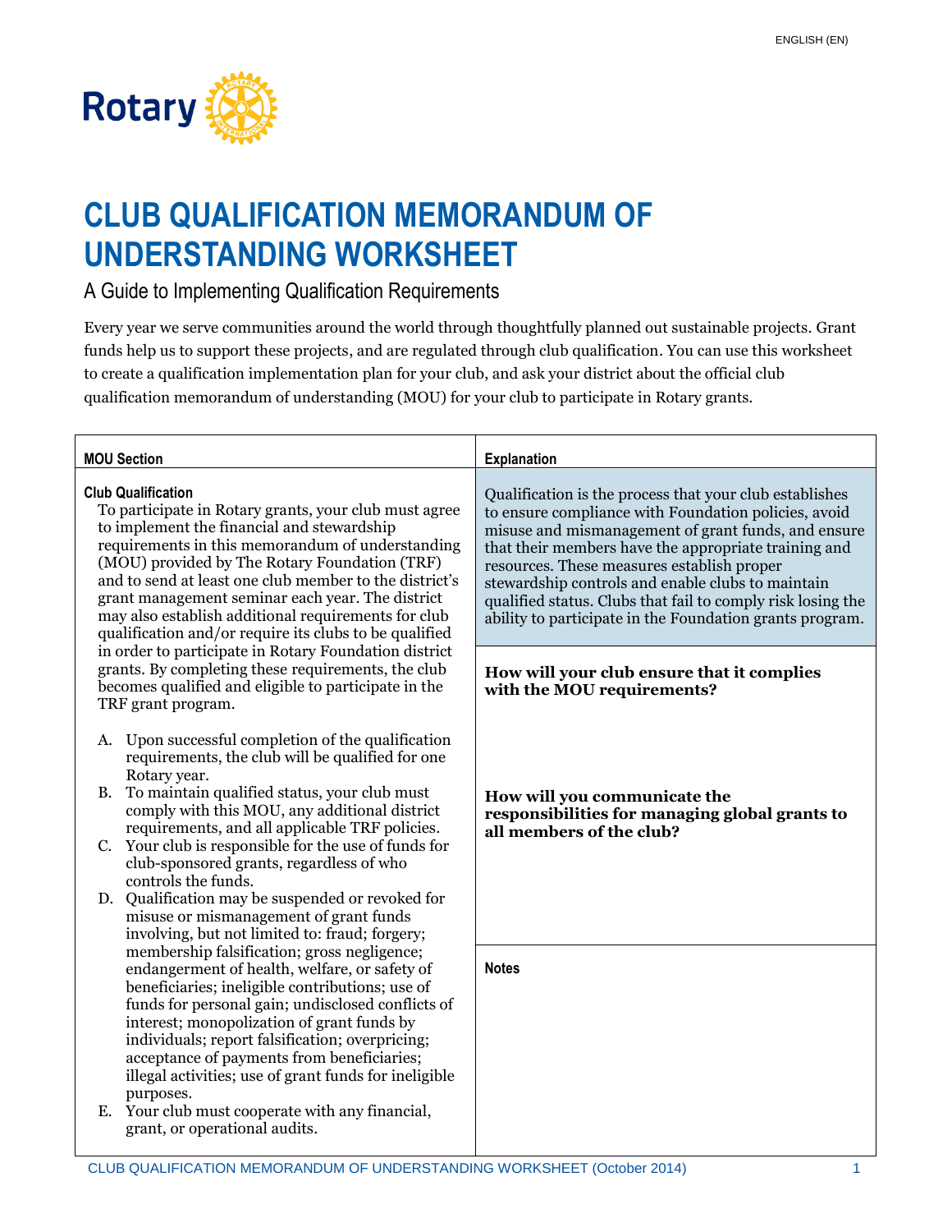# CLUB QUALIFICATION MEMORANDUM OF UNDERSTANDING WORKSHEET

## A Guide to Implementing Qualification Requirements

Every year we serve communities around the world through thoughtfully planned out sustainable projects. Grant funds help us to support these projects, and are regulated through club qualification. You can use this worksheet to create a qualification implementation plan for your club, and ask your district about the official club qualification memorandum of understanding (MOU) for your club to participate in Rotary grants.

| MOU Section | Explanation |
|---|---|
| **Club Qualification**<br>To participate in Rotary grants, your club must agree to implement the financial and stewardship requirements in this memorandum of understanding (MOU) provided by The Rotary Foundation (TRF) and to send at least one club member to the district's grant management seminar each year. The district may also establish additional requirements for club qualification and/or require its clubs to be qualified in order to participate in Rotary Foundation district grants. By completing these requirements, the club becomes qualified and eligible to participate in the TRF grant program.<br><br>A. Upon successful completion of the qualification requirements, the club will be qualified for one Rotary year.<br>B. To maintain qualified status, your club must comply with this MOU, any additional district requirements, and all applicable TRF policies.<br>C. Your club is responsible for the use of funds for club-sponsored grants, regardless of who controls the funds.<br>D. Qualification may be suspended or revoked for misuse or mismanagement of grant funds involving, but not limited to: fraud; forgery; membership falsification; gross negligence; endangerment of health, welfare, or safety of beneficiaries; ineligible contributions; use of funds for personal gain; undisclosed conflicts of interest; monopolization of grant funds by individuals; report falsification; overpricing; acceptance of payments from beneficiaries; illegal activities; use of grant funds for ineligible purposes.<br>E. Your club must cooperate with any financial, grant, or operational audits. | Qualification is the process that your club establishes to ensure compliance with Foundation policies, avoid misuse and mismanagement of grant funds, and ensure that their members have the appropriate training and resources. These measures establish proper stewardship controls and enable clubs to maintain qualified status. Clubs that fail to comply risk losing the ability to participate in the Foundation grants program.<br><br>**How will your club ensure that it complies with the MOU requirements?**<br><br>**How will you communicate the responsibilities for managing global grants to all members of the club?**<br><br>**Notes** |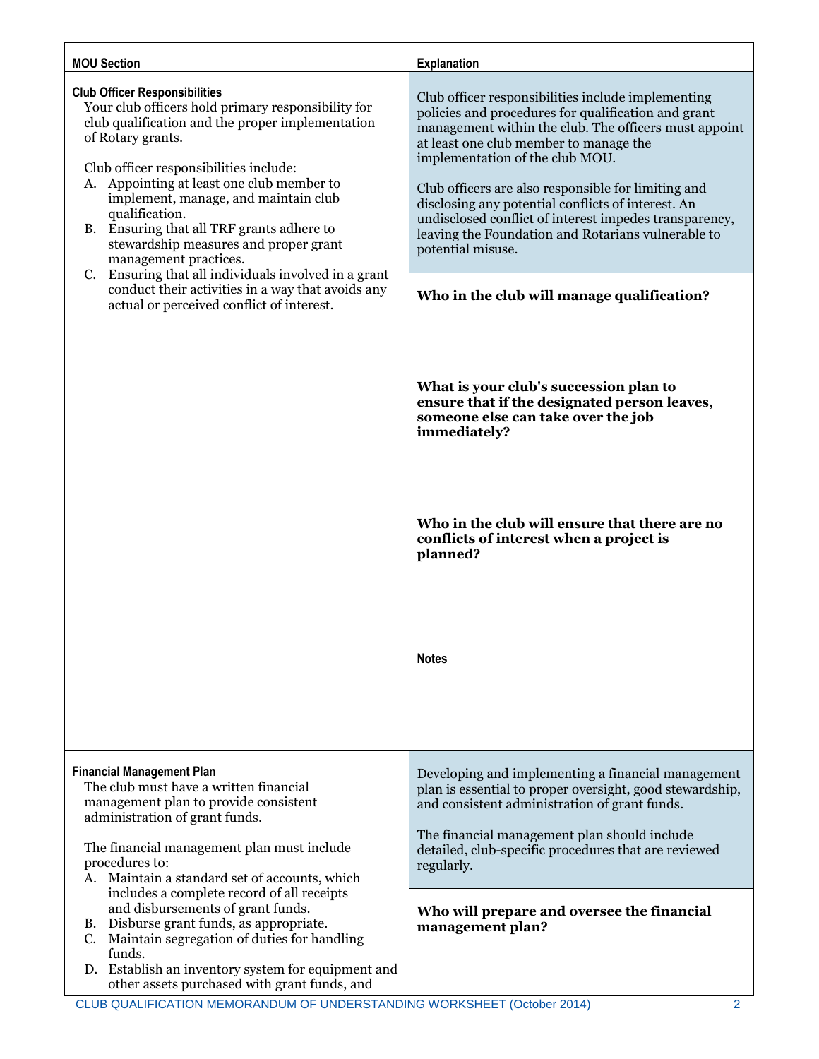| MOU Section | Explanation |
|---|---|
| **Club Officer Responsibilities**<br>Your club officers hold primary responsibility for club qualification and the proper implementation of Rotary grants.<br><br>Club officer responsibilities include:<br>A. Appointing at least one club member to implement, manage, and maintain club qualification.<br>B. Ensuring that all TRF grants adhere to stewardship measures and proper grant management practices.<br>C. Ensuring that all individuals involved in a grant conduct their activities in a way that avoids any actual or perceived conflict of interest. | Club officer responsibilities include implementing policies and procedures for qualification and grant management within the club. The officers must appoint at least one club member to manage the implementation of the club MOU.<br><br>Club officers are also responsible for limiting and disclosing any potential conflicts of interest. An undisclosed conflict of interest impedes transparency, leaving the Foundation and Rotarians vulnerable to potential misuse.<br><br>**Who in the club will manage qualification?**<br><br>**What is your club's succession plan to ensure that if the designated person leaves, someone else can take over the job immediately?**<br><br>**Who in the club will ensure that there are no conflicts of interest when a project is planned?**<br><br>**Notes** |
| **Financial Management Plan**<br>The club must have a written financial management plan to provide consistent administration of grant funds.<br><br>The financial management plan must include procedures to:<br>A. Maintain a standard set of accounts, which includes a complete record of all receipts and disbursements of grant funds.<br>B. Disburse grant funds, as appropriate.<br>C. Maintain segregation of duties for handling funds.<br>D. Establish an inventory system for equipment and other assets purchased with grant funds, and | Developing and implementing a financial management plan is essential to proper oversight, good stewardship, and consistent administration of grant funds.<br><br>The financial management plan should include detailed, club-specific procedures that are reviewed regularly.<br><br>**Who will prepare and oversee the financial management plan?** |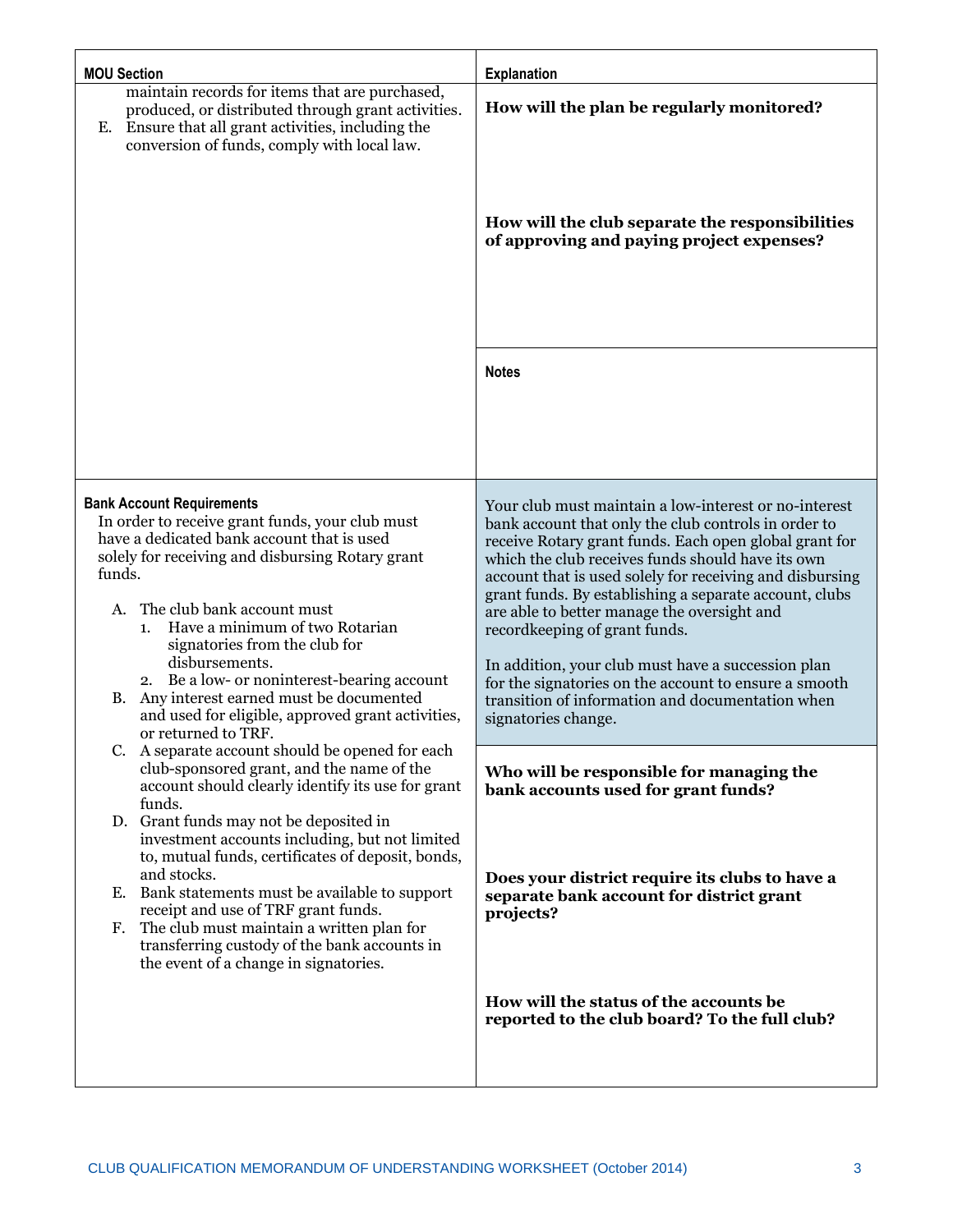| MOU Section | Explanation |
|---|---|
| maintain records for items that are purchased, produced, or distributed through grant activities.<br>E. Ensure that all grant activities, including the conversion of funds, comply with local law. | **How will the plan be regularly monitored?**<br><br>**How will the club separate the responsibilities of approving and paying project expenses?**<br><br>**Notes** |
| **Bank Account Requirements**<br>In order to receive grant funds, your club must have a dedicated bank account that is used solely for receiving and disbursing Rotary grant funds.<br>A. The club bank account must<br>1. Have a minimum of two Rotarian signatories from the club for disbursements.<br>2. Be a low- or noninterest-bearing account<br>B. Any interest earned must be documented and used for eligible, approved grant activities, or returned to TRF.<br>C. A separate account should be opened for each club-sponsored grant, and the name of the account should clearly identify its use for grant funds.<br>D. Grant funds may not be deposited in investment accounts including, but not limited to, mutual funds, certificates of deposit, bonds, and stocks.<br>E. Bank statements must be available to support receipt and use of TRF grant funds.<br>F. The club must maintain a written plan for transferring custody of the bank accounts in the event of a change in signatories. | Your club must maintain a low-interest or no-interest bank account that only the club controls in order to receive Rotary grant funds. Each open global grant for which the club receives funds should have its own account that is used solely for receiving and disbursing grant funds. By establishing a separate account, clubs are able to better manage the oversight and recordkeeping of grant funds.<br><br>In addition, your club must have a succession plan for the signatories on the account to ensure a smooth transition of information and documentation when signatories change.<br><br>**Who will be responsible for managing the bank accounts used for grant funds?**<br><br>**Does your district require its clubs to have a separate bank account for district grant projects?**<br><br>**How will the status of the accounts be reported to the club board? To the full club?** |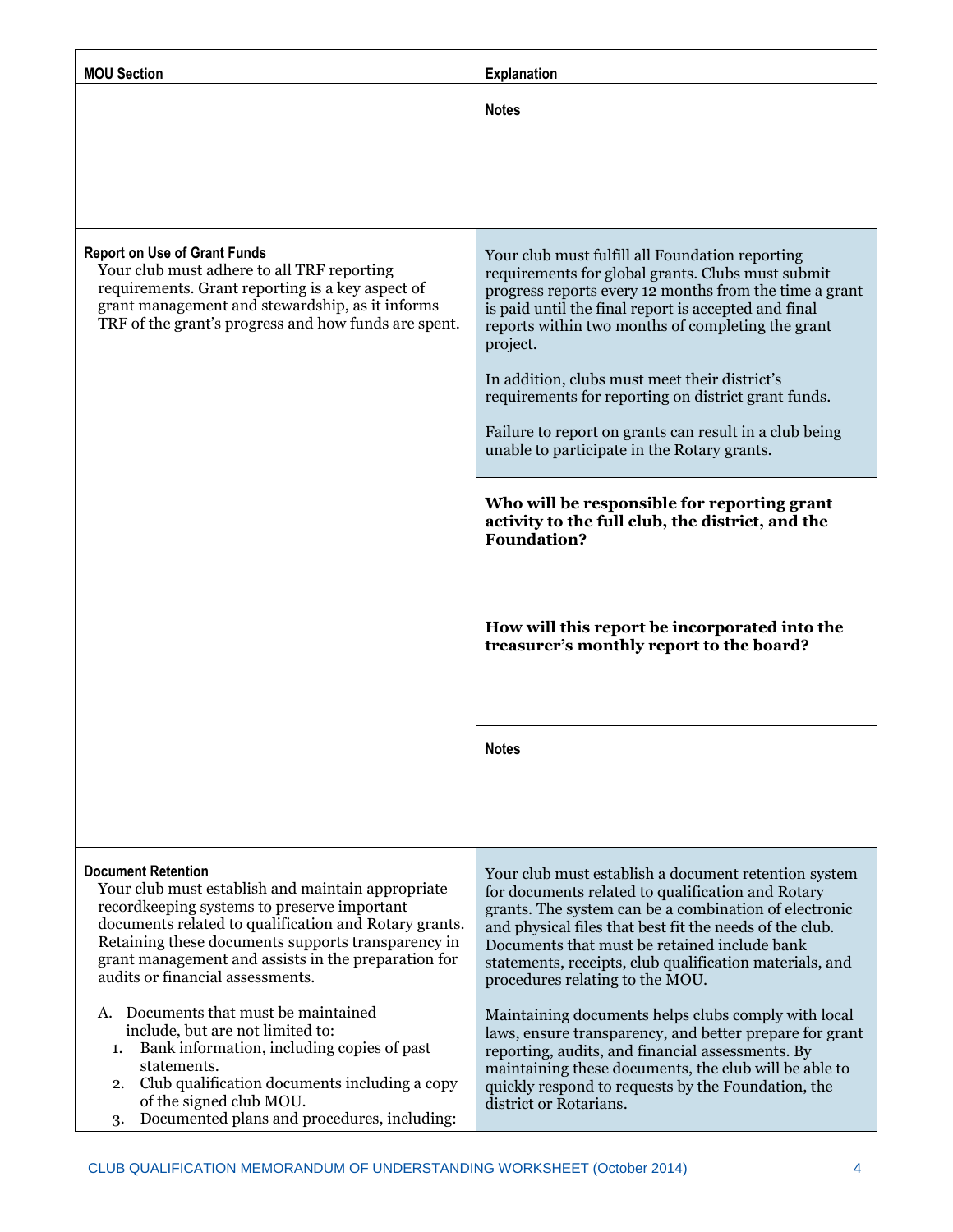| MOU Section | Explanation |
|---|---|
| | **Notes** |
| **Report on Use of Grant Funds**<br>Your club must adhere to all TRF reporting requirements. Grant reporting is a key aspect of grant management and stewardship, as it informs TRF of the grant's progress and how funds are spent. | Your club must fulfill all Foundation reporting requirements for global grants. Clubs must submit progress reports every 12 months from the time a grant is paid until the final report is accepted and final reports within two months of completing the grant project.<br><br>In addition, clubs must meet their district's requirements for reporting on district grant funds.<br><br>Failure to report on grants can result in a club being unable to participate in the Rotary grants. |
| | **Who will be responsible for reporting grant activity to the full club, the district, and the Foundation?**<br><br>**How will this report be incorporated into the treasurer's monthly report to the board?** |
| | **Notes** |
| **Document Retention**<br>Your club must establish and maintain appropriate recordkeeping systems to preserve important documents related to qualification and Rotary grants. Retaining these documents supports transparency in grant management and assists in the preparation for audits or financial assessments.<br><br>A. Documents that must be maintained include, but are not limited to:<br>1. Bank information, including copies of past statements.<br>2. Club qualification documents including a copy of the signed club MOU.<br>3. Documented plans and procedures, including: | Your club must establish a document retention system for documents related to qualification and Rotary grants. The system can be a combination of electronic and physical files that best fit the needs of the club. Documents that must be retained include bank statements, receipts, club qualification materials, and procedures relating to the MOU.<br><br>Maintaining documents helps clubs comply with local laws, ensure transparency, and better prepare for grant reporting, audits, and financial assessments. By maintaining these documents, the club will be able to quickly respond to requests by the Foundation, the district or Rotarians. |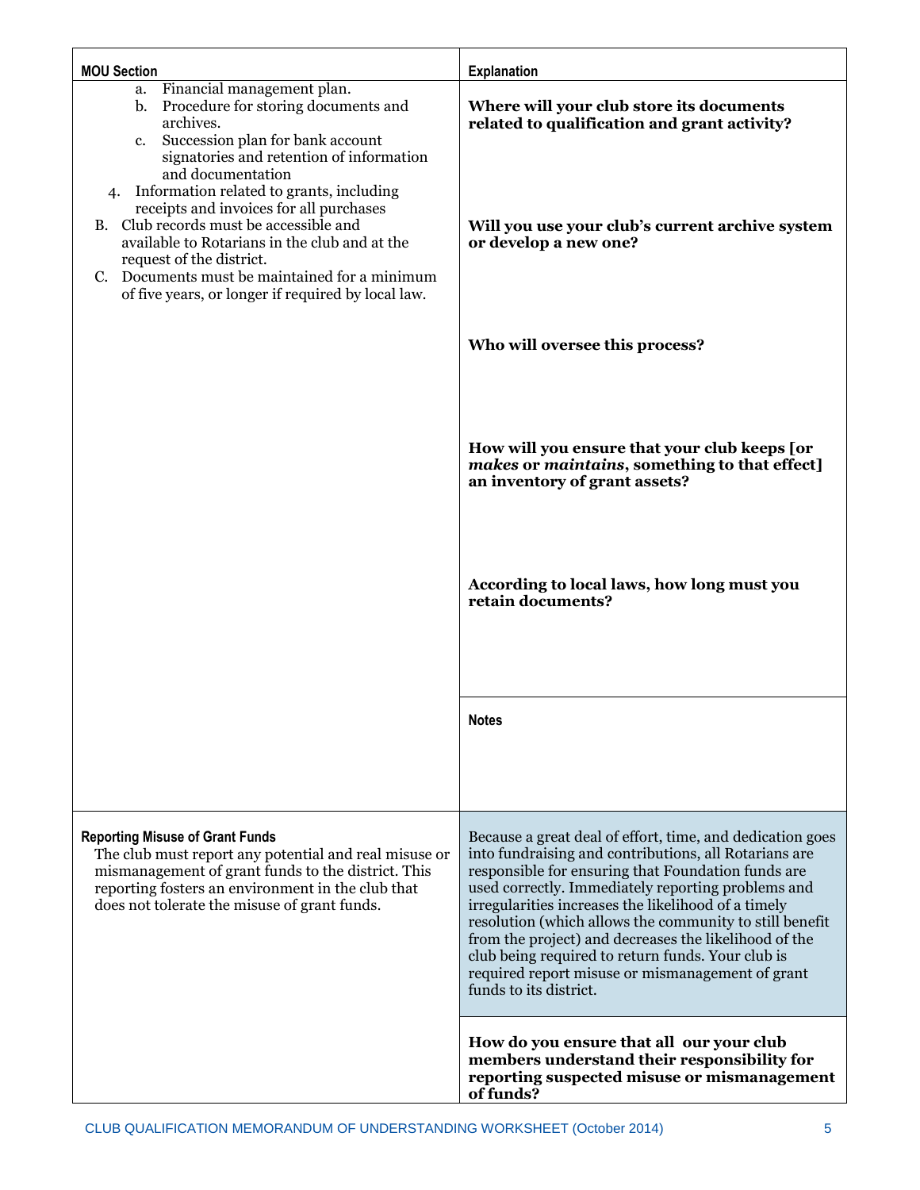| MOU Section | Explanation |
|---|---|
| a. Financial management plan.<br>b. Procedure for storing documents and archives.<br>c. Succession plan for bank account signatories and retention of information and documentation<br>4. Information related to grants, including receipts and invoices for all purchases<br>B. Club records must be accessible and available to Rotarians in the club and at the request of the district.<br>C. Documents must be maintained for a minimum of five years, or longer if required by local law. | **Where will your club store its documents related to qualification and grant activity?**<br><br>**Will you use your club's current archive system or develop a new one?**<br><br>**Who will oversee this process?**<br><br>**How will you ensure that your club keeps [or *makes* or *maintains*, something to that effect] an inventory of grant assets?**<br><br>**According to local laws, how long must you retain documents?** |
| | **Notes** |
| **Reporting Misuse of Grant Funds**<br>The club must report any potential and real misuse or mismanagement of grant funds to the district. This reporting fosters an environment in the club that does not tolerate the misuse of grant funds. | Because a great deal of effort, time, and dedication goes into fundraising and contributions, all Rotarians are responsible for ensuring that Foundation funds are used correctly. Immediately reporting problems and irregularities increases the likelihood of a timely resolution (which allows the community to still benefit from the project) and decreases the likelihood of the club being required to return funds. Your club is required report misuse or mismanagement of grant funds to its district. |
| | **How do you ensure that all our your club members understand their responsibility for reporting suspected misuse or mismanagement of funds?** |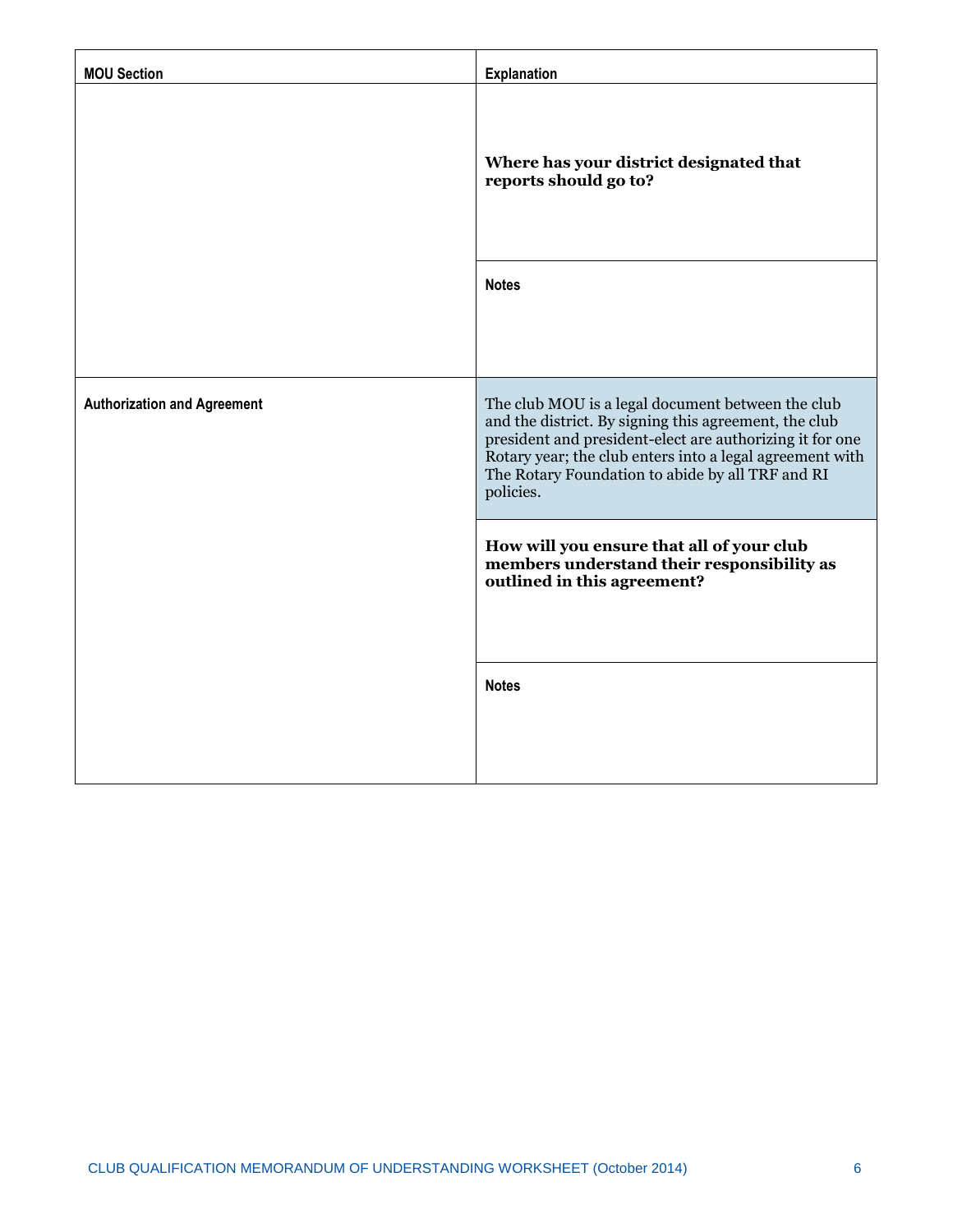| MOU Section | Explanation |
| --- | --- |
| | **Where has your district designated that reports should go to?** |
| | **Notes** |
| **Authorization and Agreement** | The club MOU is a legal document between the club and the district. By signing this agreement, the club president and president-elect are authorizing it for one Rotary year; the club enters into a legal agreement with The Rotary Foundation to abide by all TRF and RI policies. |
| | **How will you ensure that all of your club members understand their responsibility as outlined in this agreement?** |
| | **Notes** |